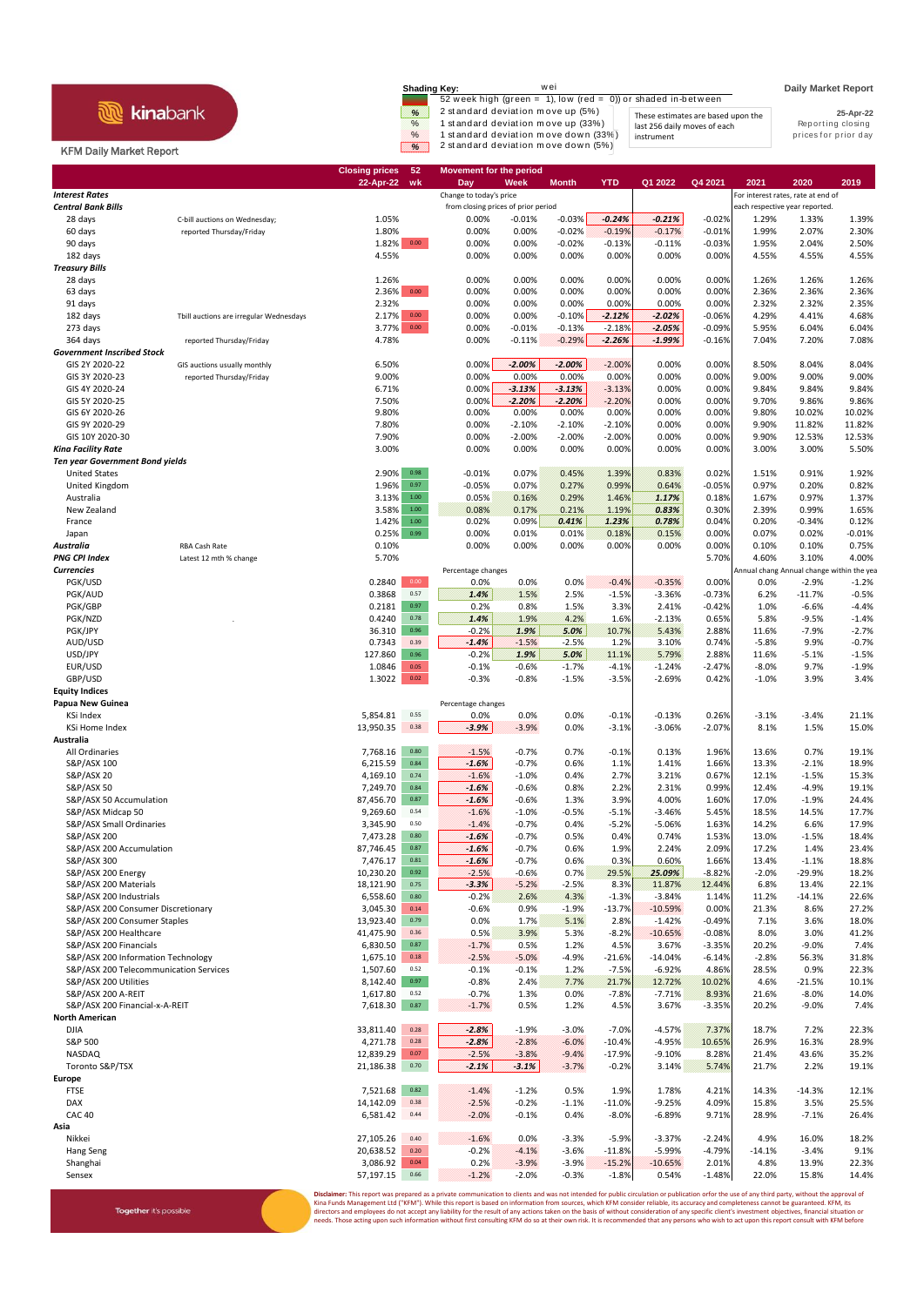kinabank

KFM Daily Market Report

**Shading Key:**

- 52 week high (green = 1), low (red = 0)) or shaded in-between
- % 2 standard deviation move up (5%)
- % 1 standard deviation move up (33%)
- % 1 standard deviation move down (33%)
- % 2 standard deviation move down (5%)

These estimates are based upon the last 256 daily moves of each instrument

**Daily Market Report**

25-Apr-22

Reporting closing prices for prior day

| | | Closing prices 22-Apr-22 | 52 wk | Day | Week | Month | YTD | Q1 2022 | Q4 2021 | 2021 | 2020 | 2019 |
|---|---|---|---|---|---|---|---|---|---|---|---|---|
| ***Interest Rates*** | | | | Change to today's price from closing prices of prior period | | | | | | For interest rates, rate at end of each respective year reported. | | |
| ***Central Bank Bills*** | | | | | | | | | | | | |
| 28 days | C-bill auctions on Wednesday; | 1.05% | | 0.00% | -0.01% | -0.03% | *-0.24%* | *-0.21%* | -0.02% | 1.29% | 1.33% | 1.39% |
| 60 days | reported Thursday/Friday | 1.80% | | 0.00% | 0.00% | -0.02% | -0.19% | -0.17% | -0.01% | 1.99% | 2.07% | 2.30% |
| 90 days | | 1.82% | 0.00 | 0.00% | 0.00% | -0.02% | -0.13% | -0.11% | -0.03% | 1.95% | 2.04% | 2.50% |
| 182 days | | 4.55% | | 0.00% | 0.00% | 0.00% | 0.00% | 0.00% | 0.00% | 4.55% | 4.55% | 4.55% |
| ***Treasury Bills*** | | | | | | | | | | | | |
| 28 days | | 1.26% | | 0.00% | 0.00% | 0.00% | 0.00% | 0.00% | 0.00% | 1.26% | 1.26% | 1.26% |
| 63 days | | 2.36% | 0.00 | 0.00% | 0.00% | 0.00% | 0.00% | 0.00% | 0.00% | 2.36% | 2.36% | 2.36% |
| 91 days | | 2.32% | | 0.00% | 0.00% | 0.00% | 0.00% | 0.00% | 0.00% | 2.32% | 2.32% | 2.35% |
| 182 days | Tbill auctions are irregular Wednesdays | 2.17% | 0.00 | 0.00% | 0.00% | -0.10% | *-2.12%* | *-2.02%* | -0.06% | 4.29% | 4.41% | 4.68% |
| 273 days | | 3.77% | 0.00 | 0.00% | -0.01% | -0.13% | -2.18% | *-2.05%* | -0.09% | 5.95% | 6.04% | 6.04% |
| 364 days | reported Thursday/Friday | 4.78% | | 0.00% | -0.11% | -0.29% | *-2.26%* | *-1.99%* | -0.16% | 7.04% | 7.20% | 7.08% |
| ***Government Inscribed Stock*** | | | | | | | | | | | | |
| GIS 2Y 2020-22 | GIS auctions usually monthly | 6.50% | | 0.00% | *-2.00%* | *-2.00%* | -2.00% | 0.00% | 0.00% | 8.50% | 8.04% | 8.04% |
| GIS 3Y 2020-23 | reported Thursday/Friday | 9.00% | | 0.00% | 0.00% | 0.00% | 0.00% | 0.00% | 0.00% | 9.00% | 9.00% | 9.00% |
| GIS 4Y 2020-24 | | 6.71% | | 0.00% | *-3.13%* | *-3.13%* | -3.13% | 0.00% | 0.00% | 9.84% | 9.84% | 9.84% |
| GIS 5Y 2020-25 | | 7.50% | | 0.00% | *-2.20%* | *-2.20%* | -2.20% | 0.00% | 0.00% | 9.70% | 9.86% | 9.86% |
| GIS 6Y 2020-26 | | 9.80% | | 0.00% | 0.00% | 0.00% | 0.00% | 0.00% | 0.00% | 9.80% | 10.02% | 10.02% |
| GIS 9Y 2020-29 | | 7.80% | | 0.00% | -2.10% | -2.10% | -2.10% | 0.00% | 0.00% | 9.90% | 11.82% | 11.82% |
| GIS 10Y 2020-30 | | 7.90% | | 0.00% | -2.00% | -2.00% | -2.00% | 0.00% | 0.00% | 9.90% | 12.53% | 12.53% |
| ***Kina Facility Rate*** | | 3.00% | | 0.00% | 0.00% | 0.00% | 0.00% | 0.00% | 0.00% | 3.00% | 3.00% | 5.50% |
| ***Ten year Government Bond yields*** | | | | | | | | | | | | |
| United States | | 2.90% | 0.98 | -0.01% | 0.07% | 0.45% | 1.39% | 0.83% | 0.02% | 1.51% | 0.91% | 1.92% |
| United Kingdom | | 1.96% | 0.97 | -0.05% | 0.07% | 0.27% | 0.99% | 0.64% | -0.05% | 0.97% | 0.20% | 0.82% |
| Australia | | 3.13% | 1.00 | 0.05% | 0.16% | 0.29% | 1.46% | *1.17%* | 0.18% | 1.67% | 0.97% | 1.37% |
| New Zealand | | 3.58% | 1.00 | 0.08% | 0.17% | 0.21% | 1.19% | *0.83%* | 0.30% | 2.39% | 0.99% | 1.65% |
| France | | 1.42% | 1.00 | 0.02% | 0.09% | *0.41%* | *1.23%* | *0.78%* | 0.04% | 0.20% | -0.34% | 0.12% |
| Japan | | 0.25% | 0.99 | 0.00% | 0.01% | 0.01% | 0.18% | 0.15% | 0.00% | 0.07% | 0.02% | -0.01% |
| ***Australia*** | RBA Cash Rate | 0.10% | | 0.00% | 0.00% | 0.00% | 0.00% | 0.00% | 0.00% | 0.10% | 0.10% | 0.75% |
| ***PNG CPI Index*** | Latest 12 mth % change | 5.70% | | | | | | | 5.70% | 4.60% | 3.10% | 4.00% |
| ***Currencies*** | | | | Percentage changes | | | | | | Annual chang | Annual change within the yea | |
| PGK/USD | | 0.2840 | 0.00 | 0.0% | 0.0% | 0.0% | -0.4% | -0.35% | 0.00% | 0.0% | -2.9% | -1.2% |
| PGK/AUD | | 0.3868 | 0.57 | *1.4%* | 1.5% | 2.5% | -1.5% | -3.36% | -0.73% | 6.2% | -11.7% | -0.5% |
| PGK/GBP | | 0.2181 | 0.97 | 0.2% | 0.8% | 1.5% | 3.3% | 2.41% | -0.42% | 1.0% | -6.6% | -4.4% |
| PGK/NZD | | 0.4240 | 0.78 | *1.4%* | 1.9% | 4.2% | 1.6% | -2.13% | 0.65% | 5.8% | -9.5% | -1.4% |
| PGK/JPY | | 36.310 | 0.96 | -0.2% | *1.9%* | *5.0%* | 10.7% | 5.43% | 2.88% | 11.6% | -7.9% | -2.7% |
| AUD/USD | | 0.7343 | 0.39 | *-1.4%* | -1.5% | -2.5% | 1.2% | 3.10% | 0.74% | -5.8% | 9.9% | -0.7% |
| USD/JPY | | 127.860 | 0.96 | -0.2% | *1.9%* | *5.0%* | 11.1% | 5.79% | 2.88% | 11.6% | -5.1% | -1.5% |
| EUR/USD | | 1.0846 | 0.05 | -0.1% | -0.6% | -1.7% | -4.1% | -1.24% | -2.47% | -8.0% | 9.7% | -1.9% |
| GBP/USD | | 1.3022 | 0.02 | -0.3% | -0.8% | -1.5% | -3.5% | -2.69% | 0.42% | -1.0% | 3.9% | 3.4% |
| **Equity Indices** | | | | | | | | | | | | |
| **Papua New Guinea** | | | | Percentage changes | | | | | | | | |
| KSi Index | | 5,854.81 | 0.55 | 0.0% | 0.0% | 0.0% | -0.1% | -0.13% | 0.26% | -3.1% | -3.4% | 21.1% |
| KSi Home Index | | 13,950.35 | 0.38 | *-3.9%* | -3.9% | 0.0% | -3.1% | -3.06% | -2.07% | 8.1% | 1.5% | 15.0% |
| **Australia** | | | | | | | | | | | | |
| All Ordinaries | | 7,768.16 | 0.80 | -1.5% | -0.7% | 0.7% | -0.1% | 0.13% | 1.96% | 13.6% | 0.7% | 19.1% |
| S&P/ASX 100 | | 6,215.59 | 0.84 | *-1.6%* | -0.7% | 0.6% | 1.1% | 1.41% | 1.66% | 13.3% | -2.1% | 18.9% |
| S&P/ASX 20 | | 4,169.10 | 0.74 | -1.6% | -1.0% | 0.4% | 2.7% | 3.21% | 0.67% | 12.1% | -1.5% | 15.3% |
| S&P/ASX 50 | | 7,249.70 | 0.84 | *-1.6%* | -0.6% | 0.8% | 2.2% | 2.31% | 0.99% | 12.4% | -4.9% | 19.1% |
| S&P/ASX 50 Accumulation | | 87,456.70 | 0.87 | *-1.6%* | -0.6% | 1.3% | 3.9% | 4.00% | 1.60% | 17.0% | -1.9% | 24.4% |
| S&P/ASX Midcap 50 | | 9,269.60 | 0.54 | -1.6% | -1.0% | -0.5% | -5.1% | -3.46% | 5.45% | 18.5% | 14.5% | 17.7% |
| S&P/ASX Small Ordinaries | | 3,345.90 | 0.50 | -1.4% | -0.7% | 0.4% | -5.2% | -5.06% | 1.63% | 14.2% | 6.6% | 17.9% |
| S&P/ASX 200 | | 7,473.28 | 0.80 | *-1.6%* | -0.7% | 0.5% | 0.4% | 0.74% | 1.53% | 13.0% | -1.5% | 18.4% |
| S&P/ASX 200 Accumulation | | 87,746.45 | 0.87 | *-1.6%* | -0.7% | 0.6% | 1.9% | 2.24% | 2.09% | 17.2% | 1.4% | 23.4% |
| S&P/ASX 300 | | 7,476.17 | 0.81 | *-1.6%* | -0.7% | 0.6% | 0.3% | 0.60% | 1.66% | 13.4% | -1.1% | 18.8% |
| S&P/ASX 200 Energy | | 10,230.20 | 0.92 | -2.5% | -0.6% | 0.7% | 29.5% | *25.09%* | -8.82% | -2.0% | -29.9% | 18.2% |
| S&P/ASX 200 Materials | | 18,121.90 | 0.75 | *-3.3%* | -5.2% | -2.5% | 8.3% | 11.87% | 12.44% | 6.8% | 13.4% | 22.1% |
| S&P/ASX 200 Industrials | | 6,558.60 | 0.80 | -0.2% | 2.6% | 4.3% | -1.3% | -3.84% | 1.14% | 11.2% | -14.1% | 22.6% |
| S&P/ASX 200 Consumer Discretionary | | 3,045.30 | 0.14 | -0.6% | 0.9% | -1.9% | -13.7% | -10.59% | 0.00% | 21.3% | 8.6% | 27.2% |
| S&P/ASX 200 Consumer Staples | | 13,923.40 | 0.79 | 0.0% | 1.7% | 5.1% | 2.8% | -1.42% | -0.49% | 7.1% | 3.6% | 18.0% |
| S&P/ASX 200 Healthcare | | 41,475.90 | 0.36 | 0.5% | 3.9% | 5.3% | -8.2% | -10.65% | -0.08% | 8.0% | 3.0% | 41.2% |
| S&P/ASX 200 Financials | | 6,830.50 | 0.87 | -1.7% | 0.5% | 1.2% | 4.5% | 3.67% | -3.35% | 20.2% | -9.0% | 7.4% |
| S&P/ASX 200 Information Technology | | 1,675.10 | 0.18 | -2.5% | -5.0% | -4.9% | -21.6% | -14.04% | -6.14% | -2.8% | 56.3% | 31.8% |
| S&P/ASX 200 Telecommunication Services | | 1,507.60 | 0.52 | -0.1% | -0.1% | 1.2% | -7.5% | -6.92% | 4.86% | 28.5% | 0.9% | 22.3% |
| S&P/ASX 200 Utilities | | 8,142.40 | 0.97 | -0.8% | 2.4% | 7.7% | 21.7% | 12.72% | 10.02% | 4.6% | -21.5% | 10.1% |
| S&P/ASX 200 A-REIT | | 1,617.80 | 0.52 | -0.7% | 1.3% | 0.0% | -7.8% | -7.71% | 8.93% | 21.6% | -8.0% | 14.0% |
| S&P/ASX 200 Financial-x-A-REIT | | 7,618.30 | 0.87 | -1.7% | 0.5% | 1.2% | 4.5% | 3.67% | -3.35% | 20.2% | -9.0% | 7.4% |
| **North American** | | | | | | | | | | | | |
| DJIA | | 33,811.40 | 0.28 | *-2.8%* | -1.9% | -3.0% | -7.0% | -4.57% | 7.37% | 18.7% | 7.2% | 22.3% |
| S&P 500 | | 4,271.78 | 0.28 | *-2.8%* | -2.8% | -6.0% | -10.4% | -4.95% | 10.65% | 26.9% | 16.3% | 28.9% |
| NASDAQ | | 12,839.29 | 0.07 | -2.5% | -3.8% | -9.4% | -17.9% | -9.10% | 8.28% | 21.4% | 43.6% | 35.2% |
| Toronto S&P/TSX | | 21,186.38 | 0.70 | *-2.1%* | *-3.1%* | -3.7% | -0.2% | 3.14% | 5.74% | 21.7% | 2.2% | 19.1% |
| **Europe** | | | | | | | | | | | | |
| FTSE | | 7,521.68 | 0.82 | -1.4% | -1.2% | 0.5% | 1.9% | 1.78% | 4.21% | 14.3% | -14.3% | 12.1% |
| DAX | | 14,142.09 | 0.38 | -2.5% | -0.2% | -1.1% | -11.0% | -9.25% | 4.09% | 15.8% | 3.5% | 25.5% |
| CAC 40 | | 6,581.42 | 0.44 | -2.0% | -0.1% | 0.4% | -8.0% | -6.89% | 9.71% | 28.9% | -7.1% | 26.4% |
| **Asia** | | | | | | | | | | | | |
| Nikkei | | 27,105.26 | 0.40 | -1.6% | 0.0% | -3.3% | -5.9% | -3.37% | -2.24% | 4.9% | 16.0% | 18.2% |
| Hang Seng | | 20,638.52 | 0.20 | -0.2% | -4.1% | -3.6% | -11.8% | -5.99% | -4.79% | -14.1% | -3.4% | 9.1% |
| Shanghai | | 3,086.92 | 0.04 | 0.2% | -3.9% | -3.9% | -15.2% | -10.65% | 2.01% | 4.8% | 13.9% | 22.3% |
| Sensex | | 57,197.15 | 0.66 | -1.2% | -2.0% | -0.3% | -1.8% | 0.54% | -1.48% | 22.0% | 15.8% | 14.4% |

Together it's possible

**Disclaimer:** This report was prepared as a private communication to clients and was not intended for public circulation or publication ofor the use of any third party, without the approval of Kina Funds Management Ltd ("KFM"). While this report is based on information from sources, which KFM consider reliable, its accuracy and completeness cannot be guaranteed. KFM, its directors and employees do not accept any liability for the result of any actions taken on the basis of without consideration of any specific client's investment objectives, financial situation or needs. Those acting upon such information without first consulting KFM do so at their own risk. It is recommended that any persons who wish to act upon this report consult with KFM before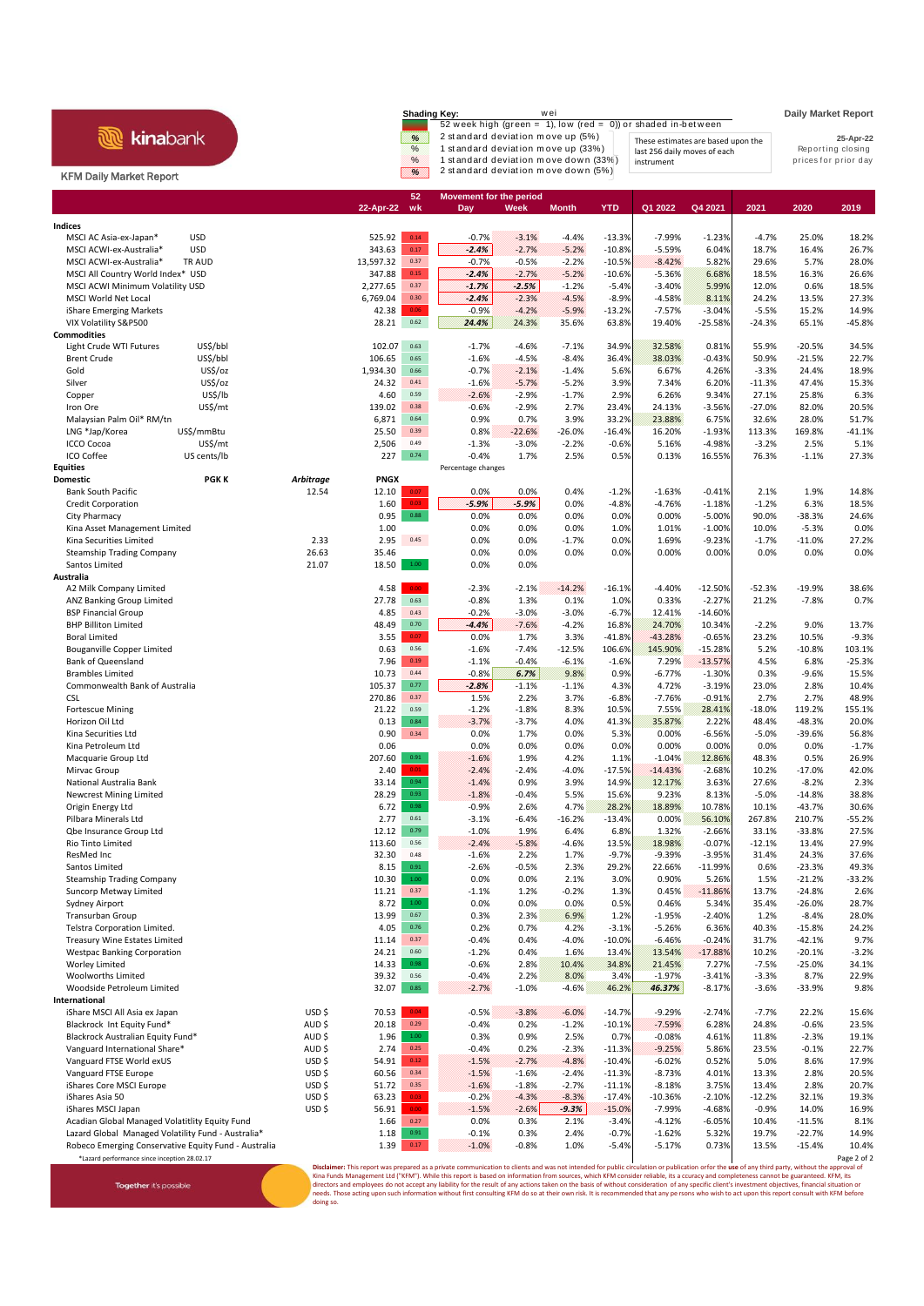kinabank

KFM Daily Market Report

**Shading Key:**

52 week high (green = 1), low (red = 0)) or shaded in-between

| | |
|---|---|
| % | 2 standard deviation move up (5%) |
| % | 1 standard deviation move up (33%) |
| % | 1 standard deviation move down (33%) |
| % | 2 standard deviation move down (5%) |

These estimates are based upon the last 256 daily moves of each instrument

**Daily Market Report**

**25-Apr-22**

Reporting closing prices for prior day

| | | | 22-Apr-22 | 52 wk | Day | Week | Month | YTD | Q1 2022 | Q4 2021 | 2021 | 2020 | 2019 |
|---|---|---|---|---|---|---|---|---|---|---|---|---|---|
| | | | | | Movement for the period | | | | | | | | |
| **Indices** | | | | | | | | | | | | | |
| MSCI AC Asia-ex-Japan* | USD | | 525.92 | 0.14 | -0.7% | -3.1% | -4.4% | -13.3% | -7.99% | -1.23% | -4.7% | 25.0% | 18.2% |
| MSCI ACWI-ex-Australia* | USD | | 343.63 | 0.17 | -2.4% | -2.7% | -5.2% | -10.8% | -5.59% | 6.04% | 18.7% | 16.4% | 26.7% |
| MSCI ACWI-ex-Australia* | TR AUD | | 13,597.32 | 0.37 | -0.7% | -0.5% | -2.2% | -10.5% | -8.42% | 5.82% | 29.6% | 5.7% | 28.0% |
| MSCI All Country World Index* | USD | | 347.88 | 0.15 | -2.4% | -2.7% | -5.2% | -10.6% | -5.36% | 6.68% | 18.5% | 16.3% | 26.6% |
| MSCI ACWI Minimum Volatility | USD | | 2,277.65 | 0.37 | -1.7% | -2.5% | -1.2% | -5.4% | -3.40% | 5.99% | 12.0% | 0.6% | 18.5% |
| MSCI World Net Local | | | 6,769.04 | 0.30 | -2.4% | -2.3% | -4.5% | -8.9% | -4.58% | 8.11% | 24.2% | 13.5% | 27.3% |
| iShare Emerging Markets | | | 42.38 | 0.06 | -0.9% | -4.2% | -5.9% | -13.2% | -7.57% | -3.04% | -5.5% | 15.2% | 14.9% |
| VIX Volatility S&P500 | | | 28.21 | 0.62 | 24.4% | 24.3% | 35.6% | 63.8% | 19.40% | -25.58% | -24.3% | 65.1% | -45.8% |
| **Commodities** | | | | | | | | | | | | | |
| Light Crude WTI Futures | US$/bbl | | 102.07 | 0.63 | -1.7% | -4.6% | -7.1% | 34.9% | 32.58% | 0.81% | 55.9% | -20.5% | 34.5% |
| Brent Crude | US$/bbl | | 106.65 | 0.65 | -1.6% | -4.5% | -8.4% | 36.4% | 38.03% | -0.43% | 50.9% | -21.5% | 22.7% |
| Gold | US$/oz | | 1,934.30 | 0.66 | -0.7% | -2.1% | -1.4% | 5.6% | 6.67% | 4.26% | -3.3% | 24.4% | 18.9% |
| Silver | US$/oz | | 24.32 | 0.41 | -1.6% | -5.7% | -5.2% | 3.9% | 7.34% | 6.20% | -11.3% | 47.4% | 15.3% |
| Copper | US$/lb | | 4.60 | 0.59 | -2.6% | -2.9% | -1.7% | 2.9% | 6.26% | 9.34% | 27.1% | 25.8% | 6.3% |
| Iron Ore | US$/mt | | 139.02 | 0.38 | -0.6% | -2.9% | 2.7% | 23.4% | 24.13% | -3.56% | -27.0% | 82.0% | 20.5% |
| Malaysian Palm Oil* RM/tn | | | 6,871 | 0.64 | 0.9% | 0.7% | 3.9% | 33.2% | 23.88% | 6.75% | 32.6% | 28.0% | 51.7% |
| LNG *Jap/Korea | US$/mmBtu | | 25.50 | 0.39 | 0.8% | -22.6% | -26.0% | -16.4% | 16.20% | -1.93% | 113.3% | 169.8% | -41.1% |
| ICCO Cocoa | US$/mt | | 2,506 | 0.49 | -1.3% | -3.0% | -2.2% | -0.6% | 5.16% | -4.98% | -3.2% | 2.5% | 5.1% |
| ICO Coffee | US cents/lb | | 227 | 0.74 | -0.4% | 1.7% | 2.5% | 0.5% | 0.13% | 16.55% | 76.3% | -1.1% | 27.3% |
| **Equities** | | | | | Percentage changes | | | | | | | | |
| **Domestic** | **PGK K** | **Arbitrage** | **PNGX** | | | | | | | | | | |
| Bank South Pacific | | 12.54 | 12.10 | 0.07 | 0.0% | 0.0% | 0.4% | -1.2% | -1.63% | -0.41% | 2.1% | 1.9% | 14.8% |
| Credit Corporation | | | 1.60 | 0.03 | -5.9% | -5.9% | 0.0% | -4.8% | -4.76% | -1.18% | -1.2% | 6.3% | 18.5% |
| City Pharmacy | | | 0.95 | 0.88 | 0.0% | 0.0% | 0.0% | 0.0% | 0.00% | -5.00% | 90.0% | -38.3% | 24.6% |
| Kina Asset Management Limited | | | 1.00 | | 0.0% | 0.0% | 0.0% | 1.0% | 1.01% | -1.00% | 10.0% | -5.3% | 0.0% |
| Kina Securities Limited | | 2.33 | 2.95 | 0.45 | 0.0% | 0.0% | -1.7% | 0.0% | 1.69% | -9.23% | -1.7% | -11.0% | 27.2% |
| Steamship Trading Company | | 26.63 | 35.46 | | 0.0% | 0.0% | 0.0% | 0.0% | 0.00% | 0.00% | 0.0% | 0.0% | 0.0% |
| Santos Limited | | 21.07 | 18.50 | 1.00 | 0.0% | 0.0% | | | | | | | |
| **Australia** | | | | | | | | | | | | | |
| A2 Milk Company Limited | | | 4.58 | 0.00 | -2.3% | -2.1% | -14.2% | -16.1% | -4.40% | -12.50% | -52.3% | -19.9% | 38.6% |
| ANZ Banking Group Limited | | | 27.78 | 0.63 | -0.8% | 1.3% | 0.1% | 1.0% | 0.33% | -2.27% | 21.2% | -7.8% | 0.7% |
| BSP Financial Group | | | 4.85 | 0.43 | -0.2% | -3.0% | -6.7% | | 12.41% | -14.60% | | | |
| BHP Billiton Limited | | | 48.49 | 0.70 | -4.4% | -7.6% | -4.2% | 16.8% | 24.70% | 10.34% | -2.2% | 9.0% | 13.7% |
| Boral Limited | | | 3.55 | 0.07 | 0.0% | 1.7% | 3.3% | -41.8% | -43.28% | -0.65% | 23.2% | 10.5% | -9.3% |
| Bouganville Copper Limited | | | 0.63 | 0.56 | -1.6% | -7.4% | -12.5% | 106.6% | 145.90% | -15.28% | 5.2% | -10.8% | 103.1% |
| Bank of Queensland | | | 7.96 | 0.19 | -1.1% | -0.4% | -6.1% | -1.6% | 7.29% | -13.57% | 4.5% | 6.8% | -25.3% |
| Brambles Limited | | | 10.73 | 0.44 | -0.8% | 6.7% | 9.8% | 0.9% | -6.77% | -1.30% | 0.3% | -9.6% | 15.5% |
| Commonwealth Bank of Australia | | | 105.37 | 0.77 | -2.8% | -1.1% | -1.1% | 4.3% | 4.72% | -3.19% | 23.0% | 2.8% | 10.4% |
| CSL | | | 270.86 | 0.37 | 1.5% | 2.2% | 3.7% | -6.8% | -7.76% | -0.91% | 2.7% | 2.7% | 48.9% |
| Fortescue Mining | | | 21.22 | 0.59 | -1.2% | -1.8% | 8.3% | 10.5% | 7.55% | 28.41% | -18.0% | 119.2% | 155.1% |
| Horizon Oil Ltd | | | 0.13 | 0.84 | -3.7% | -3.7% | 4.0% | 41.3% | 35.87% | 2.22% | 48.4% | -48.3% | 20.0% |
| Kina Securities Ltd | | | 0.90 | 0.34 | 0.0% | 1.7% | 0.0% | 5.3% | 0.00% | -6.56% | -5.0% | -39.6% | 56.8% |
| Kina Petroleum Ltd | | | 0.06 | | 0.0% | 0.0% | 0.0% | 0.0% | 0.00% | 0.00% | 0.0% | 0.0% | -1.7% |
| Macquarie Group Ltd | | | 207.60 | 0.91 | -1.6% | 1.9% | 4.2% | 1.1% | -1.04% | 12.86% | 48.3% | 0.5% | 26.9% |
| Mirvac Group | | | 2.40 | 0.01 | -2.4% | -2.4% | -4.0% | -17.5% | -14.43% | -2.68% | 10.2% | -17.0% | 42.0% |
| National Australia Bank | | | 33.14 | 0.94 | -1.4% | 0.9% | 3.9% | 14.9% | 12.17% | 3.63% | 27.6% | -8.2% | 2.3% |
| Newcrest Mining Limited | | | 28.29 | 0.93 | -1.8% | -0.4% | 5.5% | 15.6% | 9.23% | 8.13% | -5.0% | -14.8% | 38.8% |
| Origin Energy Ltd | | | 6.72 | 0.98 | -0.9% | 2.6% | 4.7% | 28.2% | 18.89% | 10.78% | 10.1% | -43.7% | 30.6% |
| Pilbara Minerals Ltd | | | 2.77 | 0.61 | -3.1% | -6.4% | -16.2% | -13.4% | 0.00% | 56.10% | 267.8% | 210.7% | -55.2% |
| Qbe Insurance Group Ltd | | | 12.12 | 0.79 | -1.0% | 1.9% | 6.4% | 6.8% | 1.32% | -2.66% | 33.1% | -33.8% | 27.5% |
| Rio Tinto Limited | | | 113.60 | 0.56 | -2.4% | -5.8% | -4.6% | 13.5% | 18.98% | -0.07% | -12.1% | 13.4% | 27.9% |
| ResMed Inc | | | 32.30 | 0.48 | -1.6% | 2.2% | 1.7% | -9.7% | -9.39% | -3.95% | 31.4% | 24.3% | 37.6% |
| Santos Limited | | | 8.15 | 0.91 | -2.6% | -0.5% | 2.3% | 29.2% | 22.66% | -11.99% | 0.6% | -23.3% | 49.3% |
| Steamship Trading Company | | | 10.30 | 1.00 | 0.0% | 0.0% | 2.1% | 3.0% | 0.90% | 5.26% | 1.5% | -21.2% | -33.2% |
| Suncorp Metway Limited | | | 11.21 | 0.37 | -1.1% | 1.2% | -0.2% | 1.3% | 0.45% | -11.86% | 13.7% | -24.8% | 2.6% |
| Sydney Airport | | | 8.72 | 1.00 | 0.0% | 0.0% | 0.0% | 0.5% | 0.46% | 5.34% | 35.4% | -26.0% | 28.7% |
| Transurban Group | | | 13.99 | 0.67 | 0.3% | 2.3% | 6.9% | 1.2% | -1.95% | -2.40% | 1.2% | -8.4% | 28.0% |
| Telstra Corporation Limited. | | | 4.05 | 0.76 | 0.2% | 0.7% | 4.2% | -3.1% | -5.26% | 6.36% | 40.3% | -15.8% | 24.2% |
| Treasury Wine Estates Limited | | | 11.14 | 0.37 | -0.4% | 0.4% | -4.0% | -10.0% | -6.46% | -0.24% | 31.7% | -42.1% | 9.7% |
| Westpac Banking Corporation | | | 24.21 | 0.60 | -1.2% | 0.4% | 1.6% | 13.4% | 13.54% | -17.88% | 10.2% | -20.1% | -3.2% |
| Worley Limited | | | 14.33 | 0.98 | -0.6% | 2.8% | 10.4% | 34.8% | 21.45% | 7.27% | -7.5% | -25.0% | 34.1% |
| Woolworths Limited | | | 39.32 | 0.56 | -0.4% | 2.2% | 8.0% | 3.4% | -1.97% | -3.41% | -3.3% | 8.7% | 22.9% |
| Woodside Petroleum Limited | | | 32.07 | 0.85 | -2.7% | -1.0% | -4.6% | 46.2% | 46.37% | -8.17% | -3.6% | -33.9% | 9.8% |
| **International** | | | | | | | | | | | | | |
| iShare MSCI All Asia ex Japan | USD $ | | 70.53 | 0.04 | -0.5% | -3.8% | -6.0% | -14.7% | -9.29% | -2.74% | -7.7% | 22.2% | 15.6% |
| Blackrock Int Equity Fund* | AUD $ | | 20.18 | 0.29 | -0.4% | 0.2% | -1.2% | -10.1% | -7.59% | 6.28% | 24.8% | -0.6% | 23.5% |
| Blackrock Australian Equity Fund* | AUD $ | | 1.96 | 1.00 | 0.3% | 0.9% | 2.5% | 0.7% | -0.08% | 4.61% | 11.8% | -2.3% | 19.1% |
| Vanguard International Share* | AUD $ | | 2.74 | 0.25 | -0.4% | 0.2% | -2.3% | -11.3% | -9.25% | 5.86% | 23.5% | -0.1% | 22.7% |
| Vanguard FTSE World exUS | USD $ | | 54.91 | 0.12 | -1.5% | -2.7% | -4.8% | -10.4% | -6.02% | 0.52% | 5.0% | 8.6% | 17.9% |
| Vanguard FTSE Europe | USD $ | | 60.56 | 0.34 | -1.5% | -1.6% | -2.4% | -11.3% | -8.73% | 4.01% | 13.3% | 2.8% | 20.5% |
| iShares Core MSCI Europe | USD $ | | 51.72 | 0.35 | -1.6% | -1.8% | -2.7% | -11.1% | -8.18% | 3.75% | 13.4% | 2.8% | 20.7% |
| iShares Asia 50 | USD $ | | 63.23 | 0.03 | -0.2% | -4.3% | -8.3% | -17.4% | -10.36% | -2.10% | -12.2% | 32.1% | 19.3% |
| iShares MSCI Japan | USD $ | | 56.91 | 0.00 | -1.5% | -2.6% | -9.3% | -15.0% | -7.99% | -4.68% | -0.9% | 14.0% | 16.9% |
| Acadian Global Managed Volatility Equity Fund | | | 1.66 | 0.27 | 0.0% | 0.3% | 2.1% | -3.4% | -4.12% | -6.05% | 10.4% | -11.5% | 8.1% |
| Lazard Global Managed Volatility Fund - Australia* | | | 1.18 | 0.91 | -0.1% | 0.3% | 2.4% | -0.7% | -1.62% | 5.32% | 19.7% | -22.7% | 14.9% |
| Robeco Emerging Conservative Equity Fund - Australia | | | 1.39 | 0.17 | -1.0% | -0.8% | 1.0% | -5.4% | -5.17% | 0.73% | 13.5% | -15.4% | 10.4% |

*Lazard performance since inception 28.02.17

**Disclaimer:** This report was prepared as a private communication to clients and was not intended for public circulation or publication orfor the use of any third party, without the approval of Kina Funds Management Ltd ("KFM"). While this report is based on information from sources, which KFM consider reliable, its a ccuracy and completeness cannot be guaranteed. KFM, its directors and employees do not accept any liability for the result of any actions taken on the basis of without consideration of any specific client's investment objectives, financial situation or needs. Those acting upon such information without first consulting KFM do so at their own risk. It is recommended that any pe rsons who wish to act upon this report consult with KFM before doing so.

Together it's possible